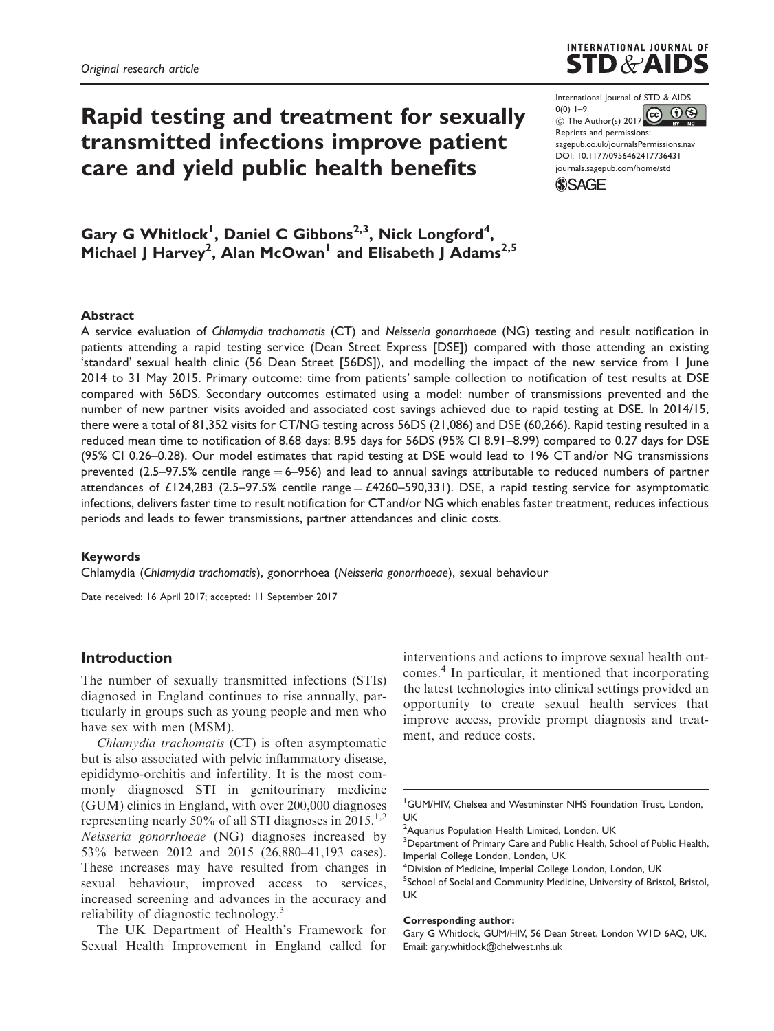Original research article

# Rapid testing and treatment for sexually transmitted infections improve patient care and yield public health benefits

International Journal of STD & AIDS
© The Author(s) 2017
Reprints and permissions: sagepub.co.uk/journalsPermissions.nav
DOI: 10.1177/0956462417736431
journals.sagepub.com/home/std

**Gary G Whitlock[1], Daniel C Gibbons[2,3], Nick Longford[4], Michael J Harvey[2], Alan McOwan[1] and Elisabeth J Adams[2,5]**

## Abstract

A service evaluation of *Chlamydia trachomatis* (CT) and *Neisseria gonorrhoeae* (NG) testing and result notification in patients attending a rapid testing service (Dean Street Express [DSE]) compared with those attending an existing 'standard' sexual health clinic (56 Dean Street [56DS]), and modelling the impact of the new service from 1 June 2014 to 31 May 2015. Primary outcome: time from patients' sample collection to notification of test results at DSE compared with 56DS. Secondary outcomes estimated using a model: number of transmissions prevented and the number of new partner visits avoided and associated cost savings achieved due to rapid testing at DSE. In 2014/15, there were a total of 81,352 visits for CT/NG testing across 56DS (21,086) and DSE (60,266). Rapid testing resulted in a reduced mean time to notification of 8.68 days: 8.95 days for 56DS (95% CI 8.91–8.99) compared to 0.27 days for DSE (95% CI 0.26–0.28). Our model estimates that rapid testing at DSE would lead to 196 CT and/or NG transmissions prevented (2.5–97.5% centile range = 6–956) and lead to annual savings attributable to reduced numbers of partner attendances of £124,283 (2.5–97.5% centile range = £4260–590,331). DSE, a rapid testing service for asymptomatic infections, delivers faster time to result notification for CT and/or NG which enables faster treatment, reduces infectious periods and leads to fewer transmissions, partner attendances and clinic costs.

### Keywords

Chlamydia (*Chlamydia trachomatis*), gonorrhoea (*Neisseria gonorrhoeae*), sexual behaviour

Date received: 16 April 2017; accepted: 11 September 2017

## Introduction

The number of sexually transmitted infections (STIs) diagnosed in England continues to rise annually, particularly in groups such as young people and men who have sex with men (MSM).

*Chlamydia trachomatis* (CT) is often asymptomatic but is also associated with pelvic inflammatory disease, epididymo-orchitis and infertility. It is the most commonly diagnosed STI in genitourinary medicine (GUM) clinics in England, with over 200,000 diagnoses representing nearly 50% of all STI diagnoses in 2015.[1,2] *Neisseria gonorrhoeae* (NG) diagnoses increased by 53% between 2012 and 2015 (26,880–41,193 cases). These increases may have resulted from changes in sexual behaviour, improved access to services, increased screening and advances in the accuracy and reliability of diagnostic technology.[3]

The UK Department of Health's Framework for Sexual Health Improvement in England called for interventions and actions to improve sexual health outcomes.[4] In particular, it mentioned that incorporating the latest technologies into clinical settings provided an opportunity to create sexual health services that improve access, provide prompt diagnosis and treatment, and reduce costs.

---

[1]GUM/HIV, Chelsea and Westminster NHS Foundation Trust, London, UK
[2]Aquarius Population Health Limited, London, UK
[3]Department of Primary Care and Public Health, School of Public Health, Imperial College London, London, UK
[4]Division of Medicine, Imperial College London, London, UK
[5]School of Social and Community Medicine, University of Bristol, Bristol, UK

**Corresponding author:**
Gary G Whitlock, GUM/HIV, 56 Dean Street, London W1D 6AQ, UK.
Email: gary.whitlock@chelwest.nhs.uk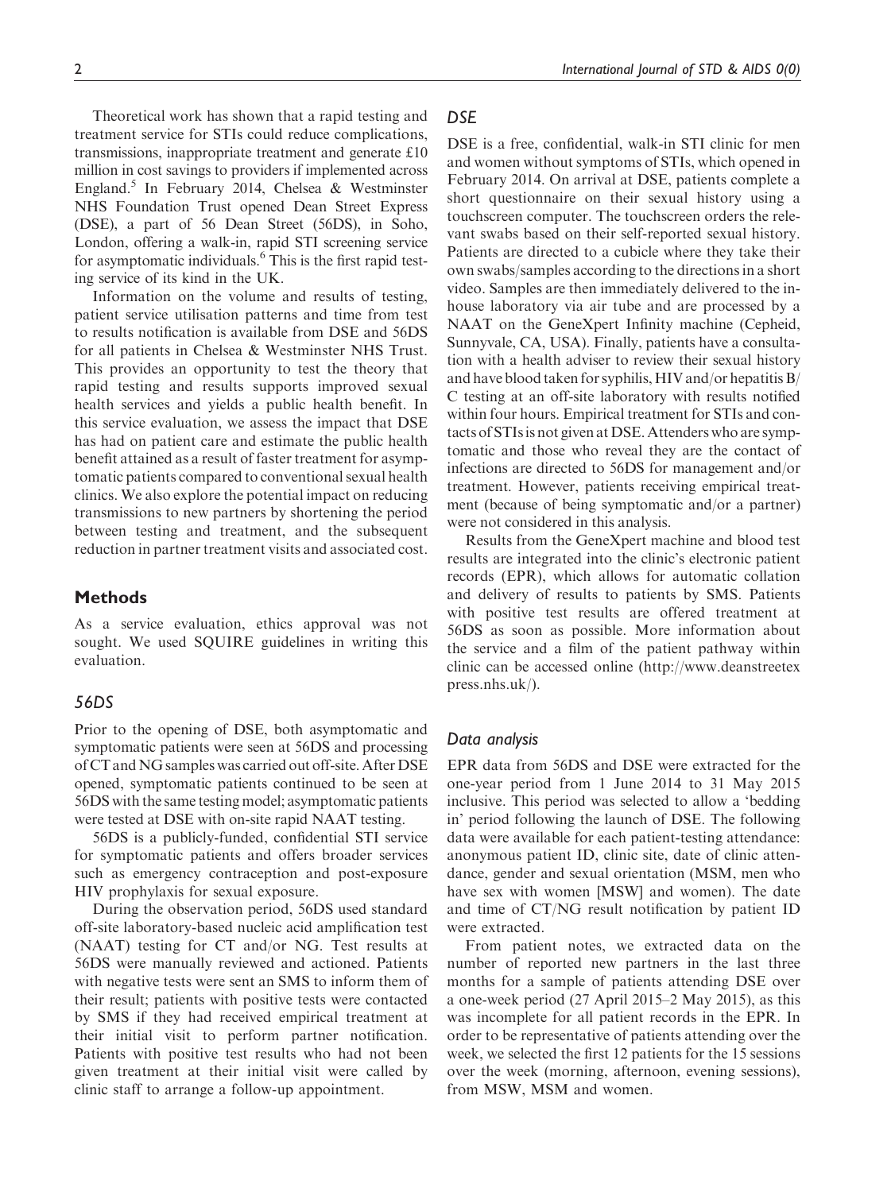Theoretical work has shown that a rapid testing and treatment service for STIs could reduce complications, transmissions, inappropriate treatment and generate £10 million in cost savings to providers if implemented across England.[5] In February 2014, Chelsea & Westminster NHS Foundation Trust opened Dean Street Express (DSE), a part of 56 Dean Street (56DS), in Soho, London, offering a walk-in, rapid STI screening service for asymptomatic individuals.[6] This is the first rapid testing service of its kind in the UK.

Information on the volume and results of testing, patient service utilisation patterns and time from test to results notification is available from DSE and 56DS for all patients in Chelsea & Westminster NHS Trust. This provides an opportunity to test the theory that rapid testing and results supports improved sexual health services and yields a public health benefit. In this service evaluation, we assess the impact that DSE has had on patient care and estimate the public health benefit attained as a result of faster treatment for asymptomatic patients compared to conventional sexual health clinics. We also explore the potential impact on reducing transmissions to new partners by shortening the period between testing and treatment, and the subsequent reduction in partner treatment visits and associated cost.

## Methods

As a service evaluation, ethics approval was not sought. We used SQUIRE guidelines in writing this evaluation.

### *56DS*

Prior to the opening of DSE, both asymptomatic and symptomatic patients were seen at 56DS and processing of CT and NG samples was carried out off-site. After DSE opened, symptomatic patients continued to be seen at 56DS with the same testing model; asymptomatic patients were tested at DSE with on-site rapid NAAT testing.

56DS is a publicly-funded, confidential STI service for symptomatic patients and offers broader services such as emergency contraception and post-exposure HIV prophylaxis for sexual exposure.

During the observation period, 56DS used standard off-site laboratory-based nucleic acid amplification test (NAAT) testing for CT and/or NG. Test results at 56DS were manually reviewed and actioned. Patients with negative tests were sent an SMS to inform them of their result; patients with positive tests were contacted by SMS if they had received empirical treatment at their initial visit to perform partner notification. Patients with positive test results who had not been given treatment at their initial visit were called by clinic staff to arrange a follow-up appointment.

### *DSE*

DSE is a free, confidential, walk-in STI clinic for men and women without symptoms of STIs, which opened in February 2014. On arrival at DSE, patients complete a short questionnaire on their sexual history using a touchscreen computer. The touchscreen orders the relevant swabs based on their self-reported sexual history. Patients are directed to a cubicle where they take their own swabs/samples according to the directions in a short video. Samples are then immediately delivered to the in-house laboratory via air tube and are processed by a NAAT on the GeneXpert Infinity machine (Cepheid, Sunnyvale, CA, USA). Finally, patients have a consultation with a health adviser to review their sexual history and have blood taken for syphilis, HIV and/or hepatitis B/C testing at an off-site laboratory with results notified within four hours. Empirical treatment for STIs and contacts of STIs is not given at DSE. Attenders who are symptomatic and those who reveal they are the contact of infections are directed to 56DS for management and/or treatment. However, patients receiving empirical treatment (because of being symptomatic and/or a partner) were not considered in this analysis.

Results from the GeneXpert machine and blood test results are integrated into the clinic's electronic patient records (EPR), which allows for automatic collation and delivery of results to patients by SMS. Patients with positive test results are offered treatment at 56DS as soon as possible. More information about the service and a film of the patient pathway within clinic can be accessed online (http://www.deanstreetexpress.nhs.uk/).

### *Data analysis*

EPR data from 56DS and DSE were extracted for the one-year period from 1 June 2014 to 31 May 2015 inclusive. This period was selected to allow a 'bedding in' period following the launch of DSE. The following data were available for each patient-testing attendance: anonymous patient ID, clinic site, date of clinic attendance, gender and sexual orientation (MSM, men who have sex with women [MSW] and women). The date and time of CT/NG result notification by patient ID were extracted.

From patient notes, we extracted data on the number of reported new partners in the last three months for a sample of patients attending DSE over a one-week period (27 April 2015–2 May 2015), as this was incomplete for all patient records in the EPR. In order to be representative of patients attending over the week, we selected the first 12 patients for the 15 sessions over the week (morning, afternoon, evening sessions), from MSW, MSM and women.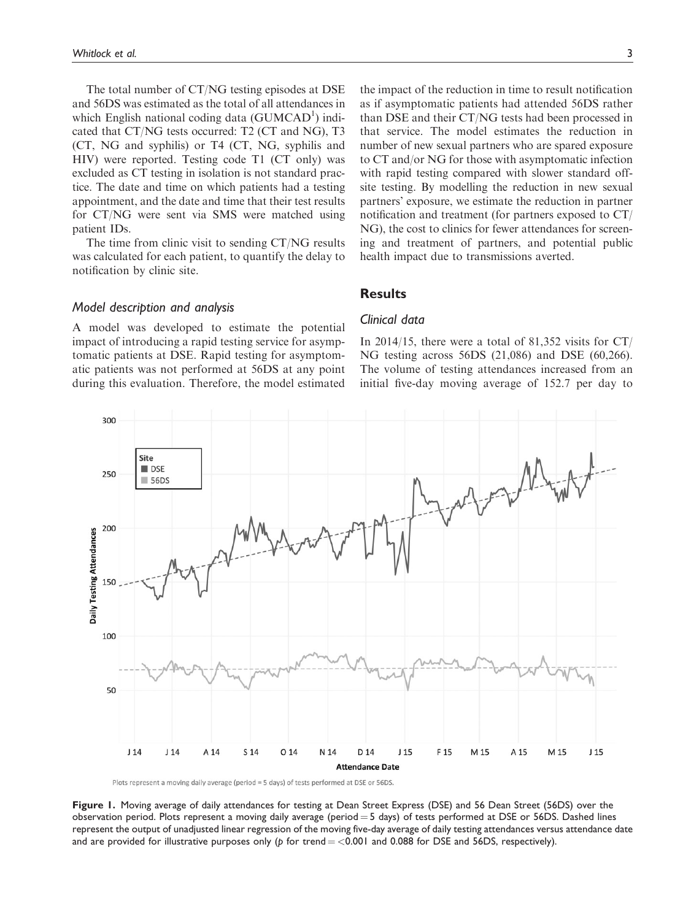The total number of CT/NG testing episodes at DSE and 56DS was estimated as the total of all attendances in which English national coding data (GUMCAD[1]) indicated that CT/NG tests occurred: T2 (CT and NG), T3 (CT, NG and syphilis) or T4 (CT, NG, syphilis and HIV) were reported. Testing code T1 (CT only) was excluded as CT testing in isolation is not standard practice. The date and time on which patients had a testing appointment, and the date and time that their test results for CT/NG were sent via SMS were matched using patient IDs.

The time from clinic visit to sending CT/NG results was calculated for each patient, to quantify the delay to notification by clinic site.

### *Model description and analysis*

A model was developed to estimate the potential impact of introducing a rapid testing service for asymptomatic patients at DSE. Rapid testing for asymptomatic patients was not performed at 56DS at any point during this evaluation. Therefore, the model estimated the impact of the reduction in time to result notification as if asymptomatic patients had attended 56DS rather than DSE and their CT/NG tests had been processed in that service. The model estimates the reduction in number of new sexual partners who are spared exposure to CT and/or NG for those with asymptomatic infection with rapid testing compared with slower standard off-site testing. By modelling the reduction in new sexual partners' exposure, we estimate the reduction in partner notification and treatment (for partners exposed to CT/NG), the cost to clinics for fewer attendances for screening and treatment of partners, and potential public health impact due to transmissions averted.

## Results

### *Clinical data*

In 2014/15, there were a total of 81,352 visits for CT/NG testing across 56DS (21,086) and DSE (60,266). The volume of testing attendances increased from an initial five-day moving average of 152.7 per day to

Plots represent a moving daily average (period = 5 days) of tests performed at DSE or 56DS.

**Figure 1.** Moving average of daily attendances for testing at Dean Street Express (DSE) and 56 Dean Street (56DS) over the observation period. Plots represent a moving daily average (period = 5 days) of tests performed at DSE or 56DS. Dashed lines represent the output of unadjusted linear regression of the moving five-day average of daily testing attendances versus attendance date and are provided for illustrative purposes only ($p$ for trend = <0.001 and 0.088 for DSE and 56DS, respectively).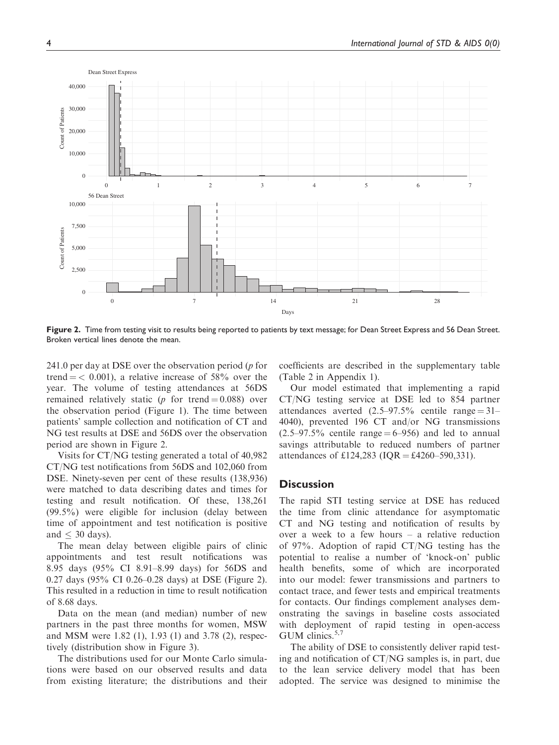Figure 2. Time from testing visit to results being reported to patients by text message; for Dean Street Express and 56 Dean Street. Broken vertical lines denote the mean.

241.0 per day at DSE over the observation period ($p$ for trend = < 0.001), a relative increase of 58% over the year. The volume of testing attendances at 56DS remained relatively static ($p$ for trend = 0.088) over the observation period (Figure 1). The time between patients' sample collection and notification of CT and NG test results at DSE and 56DS over the observation period are shown in Figure 2.

Visits for CT/NG testing generated a total of 40,982 CT/NG test notifications from 56DS and 102,060 from DSE. Ninety-seven per cent of these results (138,936) were matched to data describing dates and times for testing and result notification. Of these, 138,261 (99.5%) were eligible for inclusion (delay between time of appointment and test notification is positive and ≤ 30 days).

The mean delay between eligible pairs of clinic appointments and test result notifications was 8.95 days (95% CI 8.91–8.99 days) for 56DS and 0.27 days (95% CI 0.26–0.28 days) at DSE (Figure 2). This resulted in a reduction in time to result notification of 8.68 days.

Data on the mean (and median) number of new partners in the past three months for women, MSW and MSM were 1.82 (1), 1.93 (1) and 3.78 (2), respectively (distribution show in Figure 3).

The distributions used for our Monte Carlo simulations were based on our observed results and data from existing literature; the distributions and their coefficients are described in the supplementary table (Table 2 in Appendix 1).

Our model estimated that implementing a rapid CT/NG testing service at DSE led to 854 partner attendances averted (2.5–97.5% centile range = 31–4040), prevented 196 CT and/or NG transmissions (2.5–97.5% centile range = 6–956) and led to annual savings attributable to reduced numbers of partner attendances of £124,283 (IQR = £4260–590,331).

## Discussion

The rapid STI testing service at DSE has reduced the time from clinic attendance for asymptomatic CT and NG testing and notification of results by over a week to a few hours – a relative reduction of 97%. Adoption of rapid CT/NG testing has the potential to realise a number of 'knock-on' public health benefits, some of which are incorporated into our model: fewer transmissions and partners to contact trace, and fewer tests and empirical treatments for contacts. Our findings complement analyses demonstrating the savings in baseline costs associated with deployment of rapid testing in open-access GUM clinics.[5,7]

The ability of DSE to consistently deliver rapid testing and notification of CT/NG samples is, in part, due to the lean service delivery model that has been adopted. The service was designed to minimise the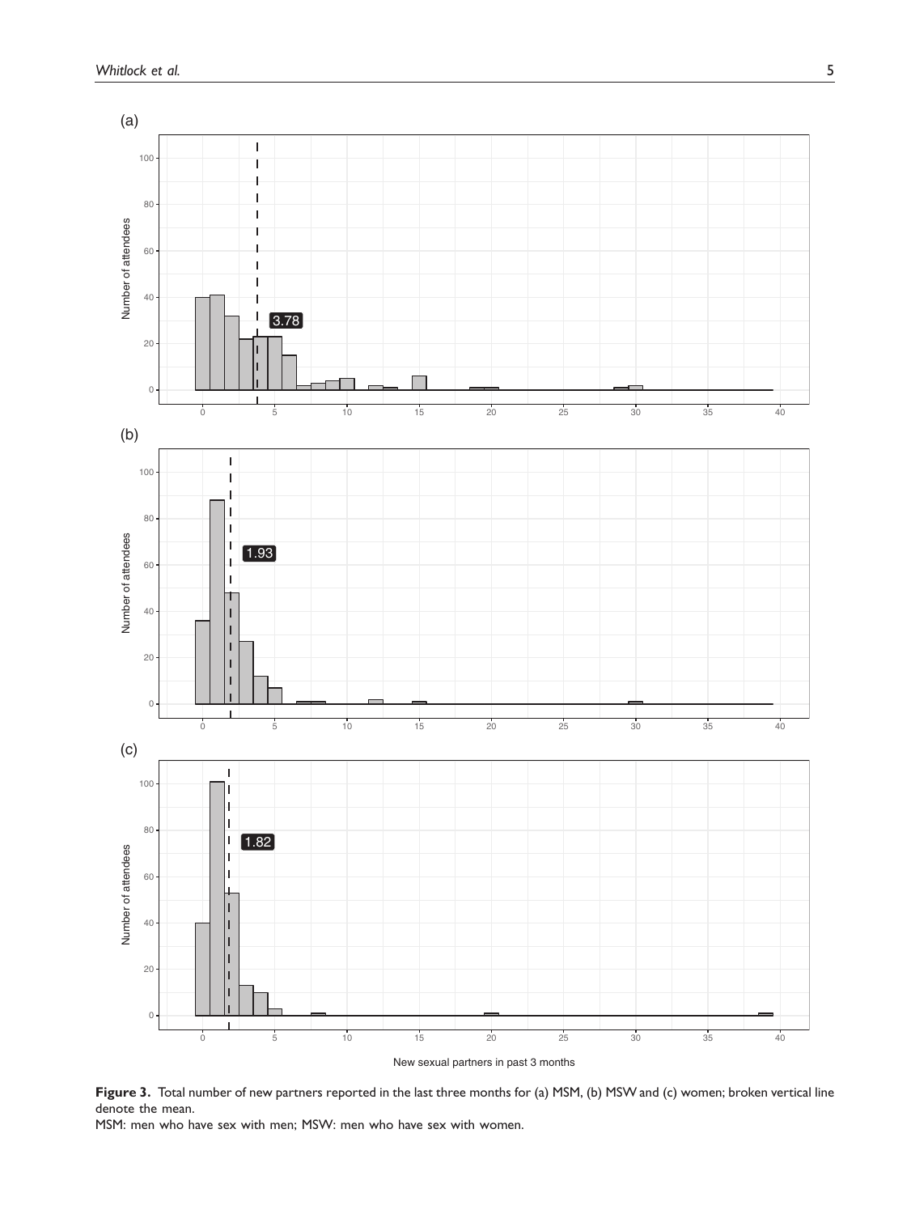**Figure 3.** Total number of new partners reported in the last three months for (a) MSM, (b) MSW and (c) women; broken vertical line denote the mean.

MSM: men who have sex with men; MSW: men who have sex with women.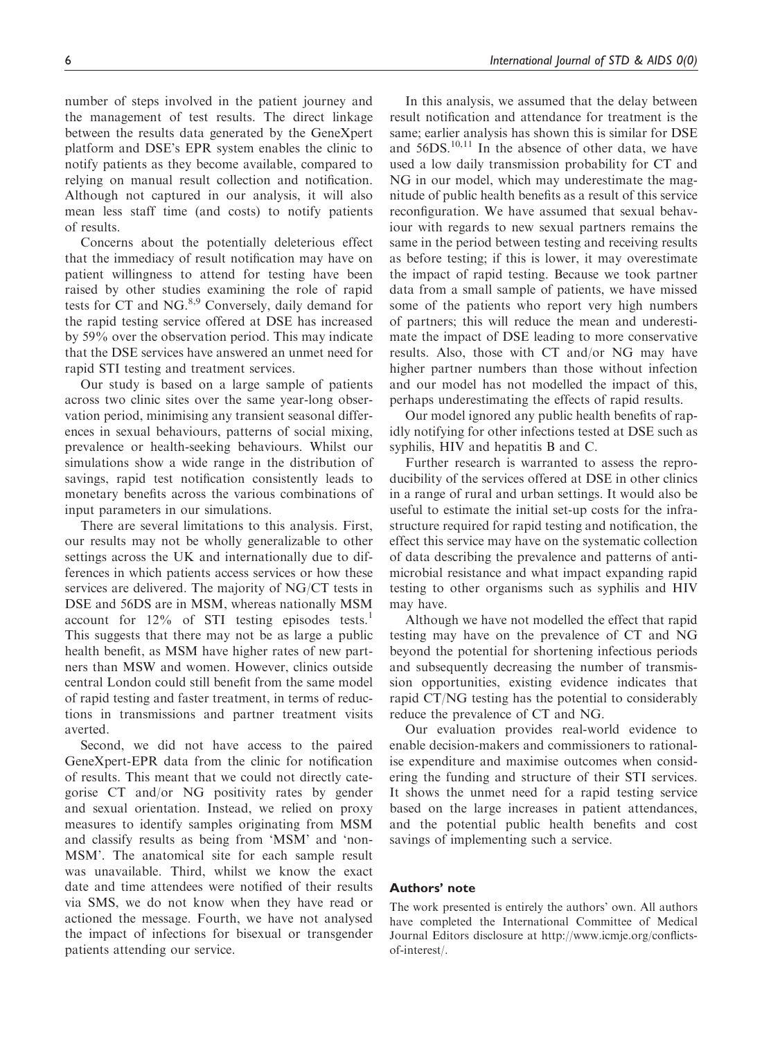number of steps involved in the patient journey and the management of test results. The direct linkage between the results data generated by the GeneXpert platform and DSE's EPR system enables the clinic to notify patients as they become available, compared to relying on manual result collection and notification. Although not captured in our analysis, it will also mean less staff time (and costs) to notify patients of results.

Concerns about the potentially deleterious effect that the immediacy of result notification may have on patient willingness to attend for testing have been raised by other studies examining the role of rapid tests for CT and NG.[8,9] Conversely, daily demand for the rapid testing service offered at DSE has increased by 59% over the observation period. This may indicate that the DSE services have answered an unmet need for rapid STI testing and treatment services.

Our study is based on a large sample of patients across two clinic sites over the same year-long observation period, minimising any transient seasonal differences in sexual behaviours, patterns of social mixing, prevalence or health-seeking behaviours. Whilst our simulations show a wide range in the distribution of savings, rapid test notification consistently leads to monetary benefits across the various combinations of input parameters in our simulations.

There are several limitations to this analysis. First, our results may not be wholly generalizable to other settings across the UK and internationally due to differences in which patients access services or how these services are delivered. The majority of NG/CT tests in DSE and 56DS are in MSM, whereas nationally MSM account for 12% of STI testing episodes tests.[1] This suggests that there may not be as large a public health benefit, as MSM have higher rates of new partners than MSW and women. However, clinics outside central London could still benefit from the same model of rapid testing and faster treatment, in terms of reductions in transmissions and partner treatment visits averted.

Second, we did not have access to the paired GeneXpert-EPR data from the clinic for notification of results. This meant that we could not directly categorise CT and/or NG positivity rates by gender and sexual orientation. Instead, we relied on proxy measures to identify samples originating from MSM and classify results as being from 'MSM' and 'non-MSM'. The anatomical site for each sample result was unavailable. Third, whilst we know the exact date and time attendees were notified of their results via SMS, we do not know when they have read or actioned the message. Fourth, we have not analysed the impact of infections for bisexual or transgender patients attending our service.

In this analysis, we assumed that the delay between result notification and attendance for treatment is the same; earlier analysis has shown this is similar for DSE and 56DS.[10,11] In the absence of other data, we have used a low daily transmission probability for CT and NG in our model, which may underestimate the magnitude of public health benefits as a result of this service reconfiguration. We have assumed that sexual behaviour with regards to new sexual partners remains the same in the period between testing and receiving results as before testing; if this is lower, it may overestimate the impact of rapid testing. Because we took partner data from a small sample of patients, we have missed some of the patients who report very high numbers of partners; this will reduce the mean and underestimate the impact of DSE leading to more conservative results. Also, those with CT and/or NG may have higher partner numbers than those without infection and our model has not modelled the impact of this, perhaps underestimating the effects of rapid results.

Our model ignored any public health benefits of rapidly notifying for other infections tested at DSE such as syphilis, HIV and hepatitis B and C.

Further research is warranted to assess the reproducibility of the services offered at DSE in other clinics in a range of rural and urban settings. It would also be useful to estimate the initial set-up costs for the infrastructure required for rapid testing and notification, the effect this service may have on the systematic collection of data describing the prevalence and patterns of antimicrobial resistance and what impact expanding rapid testing to other organisms such as syphilis and HIV may have.

Although we have not modelled the effect that rapid testing may have on the prevalence of CT and NG beyond the potential for shortening infectious periods and subsequently decreasing the number of transmission opportunities, existing evidence indicates that rapid CT/NG testing has the potential to considerably reduce the prevalence of CT and NG.

Our evaluation provides real-world evidence to enable decision-makers and commissioners to rationalise expenditure and maximise outcomes when considering the funding and structure of their STI services. It shows the unmet need for a rapid testing service based on the large increases in patient attendances, and the potential public health benefits and cost savings of implementing such a service.

## Authors' note

The work presented is entirely the authors' own. All authors have completed the International Committee of Medical Journal Editors disclosure at http://www.icmje.org/conflicts-of-interest/.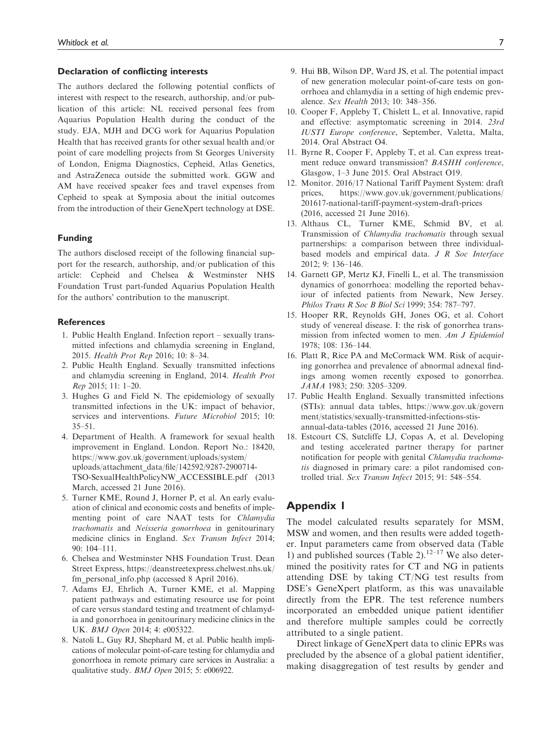## Declaration of conflicting interests

The authors declared the following potential conflicts of interest with respect to the research, authorship, and/or publication of this article: NL received personal fees from Aquarius Population Health during the conduct of the study. EJA, MJH and DCG work for Aquarius Population Health that has received grants for other sexual health and/or point of care modelling projects from St Georges University of London, Enigma Diagnostics, Cepheid, Atlas Genetics, and AstraZeneca outside the submitted work. GGW and AM have received speaker fees and travel expenses from Cepheid to speak at Symposia about the initial outcomes from the introduction of their GeneXpert technology at DSE.

## Funding

The authors disclosed receipt of the following financial support for the research, authorship, and/or publication of this article: Cepheid and Chelsea & Westminster NHS Foundation Trust part-funded Aquarius Population Health for the authors' contribution to the manuscript.

## References

1. Public Health England. Infection report – sexually transmitted infections and chlamydia screening in England, 2015. *Health Prot Rep* 2016; 10: 8–34.
2. Public Health England. Sexually transmitted infections and chlamydia screening in England, 2014. *Health Prot Rep* 2015; 11: 1–20.
3. Hughes G and Field N. The epidemiology of sexually transmitted infections in the UK: impact of behavior, services and interventions. *Future Microbiol* 2015; 10: 35–51.
4. Department of Health. A framework for sexual health improvement in England. London. Report No.: 18420, https://www.gov.uk/government/uploads/system/uploads/attachment_data/file/142592/9287-2900714-TSO-SexualHealthPolicyNW_ACCESSIBLE.pdf (2013 March, accessed 21 June 2016).
5. Turner KME, Round J, Horner P, et al. An early evaluation of clinical and economic costs and benefits of implementing point of care NAAT tests for *Chlamydia trachomatis* and *Neisseria gonorrhoeae* in genitourinary medicine clinics in England. *Sex Transm Infect* 2014; 90: 104–111.
6. Chelsea and Westminster NHS Foundation Trust. Dean Street Express, https://deanstreetexpress.chelwest.nhs.uk/fm_personal_info.php (accessed 8 April 2016).
7. Adams EJ, Ehrlich A, Turner KME, et al. Mapping patient pathways and estimating resource use for point of care versus standard testing and treatment of chlamydia and gonorrhoea in genitourinary medicine clinics in the UK. *BMJ Open* 2014; 4: e005322.
8. Natoli L, Guy RJ, Shephard M, et al. Public health implications of molecular point-of-care testing for chlamydia and gonorrhoea in remote primary care services in Australia: a qualitative study. *BMJ Open* 2015; 5: e006922.
9. Hui BB, Wilson DP, Ward JS, et al. The potential impact of new generation molecular point-of-care tests on gonorrhoea and chlamydia in a setting of high endemic prevalence. *Sex Health* 2013; 10: 348–356.
10. Cooper F, Appleby T, Chislett L, et al. Innovative, rapid and effective: asymptomatic screening in 2014. *23rd IUSTI Europe conference*, September, Valetta, Malta, 2014. Oral Abstract O4.
11. Byrne R, Cooper F, Appleby T, et al. Can express treatment reduce onward transmission? *BASHH conference*, Glasgow, 1–3 June 2015. Oral Abstract O19.
12. Monitor. 2016/17 National Tariff Payment System: draft prices, https://www.gov.uk/government/publications/201617-national-tariff-payment-system-draft-prices (2016, accessed 21 June 2016).
13. Althaus CL, Turner KME, Schmid BV, et al. Transmission of *Chlamydia trachomatis* through sexual partnerships: a comparison between three individual-based models and empirical data. *J R Soc Interface* 2012; 9: 136–146.
14. Garnett GP, Mertz KJ, Finelli L, et al. The transmission dynamics of gonorrhoea: modelling the reported behaviour of infected patients from Newark, New Jersey. *Philos Trans R Soc B Biol Sci* 1999; 354: 787–797.
15. Hooper RR, Reynolds GH, Jones OG, et al. Cohort study of venereal disease. I: the risk of gonorrhea transmission from infected women to men. *Am J Epidemiol* 1978; 108: 136–144.
16. Platt R, Rice PA and McCormack WM. Risk of acquiring gonorrhea and prevalence of abnormal adnexal findings among women recently exposed to gonorrhea. *JAMA* 1983; 250: 3205–3209.
17. Public Health England. Sexually transmitted infections (STIs): annual data tables, https://www.gov.uk/government/statistics/sexually-transmitted-infections-stis-annual-data-tables (2016, accessed 21 June 2016).
18. Estcourt CS, Sutcliffe LJ, Copas A, et al. Developing and testing accelerated partner therapy for partner notification for people with genital *Chlamydia trachomatis* diagnosed in primary care: a pilot randomised controlled trial. *Sex Transm Infect* 2015; 91: 548–554.

## Appendix 1

The model calculated results separately for MSM, MSW and women, and then results were added together. Input parameters came from observed data (Table 1) and published sources (Table 2).[12–17] We also determined the positivity rates for CT and NG in patients attending DSE by taking CT/NG test results from DSE's GeneXpert platform, as this was unavailable directly from the EPR. The test reference numbers incorporated an embedded unique patient identifier and therefore multiple samples could be correctly attributed to a single patient.

Direct linkage of GeneXpert data to clinic EPRs was precluded by the absence of a global patient identifier, making disaggregation of test results by gender and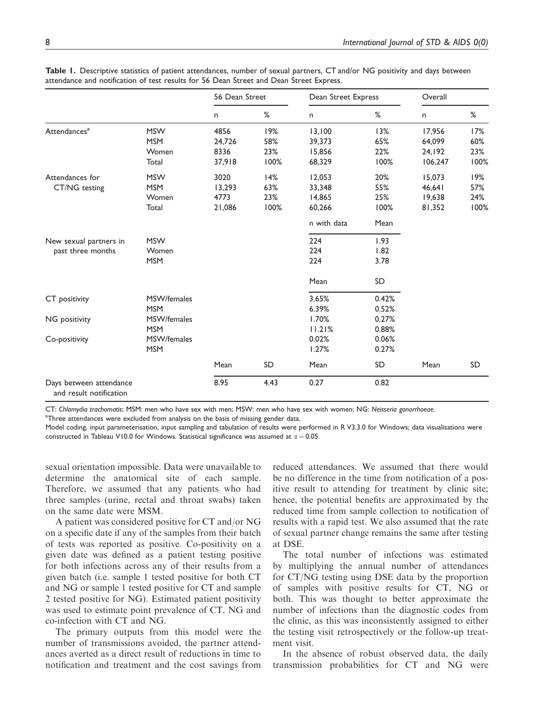**Table 1.** Descriptive statistics of patient attendances, number of sexual partners, CT and/or NG positivity and days between attendance and notification of test results for 56 Dean Street and Dean Street Express.

| | | 56 Dean Street | | Dean Street Express | | Overall | |
|---|---|---|---|---|---|---|---|
| | | n | % | n | % | n | % |
| Attendances[a] | MSW | 4856 | 19% | 13,100 | 13% | 17,956 | 17% |
| | MSM | 24,726 | 58% | 39,373 | 65% | 64,099 | 60% |
| | Women | 8336 | 23% | 15,856 | 22% | 24,192 | 23% |
| | Total | 37,918 | 100% | 68,329 | 100% | 106,247 | 100% |
| Attendances for CT/NG testing | MSW | 3020 | 14% | 12,053 | 20% | 15,073 | 19% |
| | MSM | 13,293 | 63% | 33,348 | 55% | 46,641 | 57% |
| | Women | 4773 | 23% | 14,865 | 25% | 19,638 | 24% |
| | Total | 21,086 | 100% | 60,266 | 100% | 81,352 | 100% |
| | | | | n with data | Mean | | |
| New sexual partners in past three months | MSW | | | 224 | 1.93 | | |
| | Women | | | 224 | 1.82 | | |
| | MSM | | | 224 | 3.78 | | |
| | | | | Mean | SD | | |
| CT positivity | MSW/females | | | 3.65% | 0.42% | | |
| | MSM | | | 6.39% | 0.52% | | |
| NG positivity | MSW/females | | | 1.70% | 0.27% | | |
| | MSM | | | 11.21% | 0.88% | | |
| Co-positivity | MSW/females | | | 0.02% | 0.06% | | |
| | MSM | | | 1.27% | 0.27% | | |
| | | Mean | SD | Mean | SD | Mean | SD |
| Days between attendance and result notification | | 8.95 | 4.43 | 0.27 | 0.82 | | |

CT: *Chlamydia trachomatis*; MSM: men who have sex with men; MSW: men who have sex with women; NG: *Neisseria gonorrhoeae*.

[a]Three attendances were excluded from analysis on the basis of missing gender data.

Model coding, input parameterisation, input sampling and tabulation of results were performed in R V3.3.0 for Windows; data visualisations were constructed in Tableau V10.0 for Windows. Statistical significance was assumed at $\alpha = 0.05$.

sexual orientation impossible. Data were unavailable to determine the anatomical site of each sample. Therefore, we assumed that any patients who had three samples (urine, rectal and throat swabs) taken on the same date were MSM.

A patient was considered positive for CT and/or NG on a specific date if any of the samples from their batch of tests was reported as positive. Co-positivity on a given date was defined as a patient testing positive for both infections across any of their results from a given batch (i.e. sample 1 tested positive for both CT and NG or sample 1 tested positive for CT and sample 2 tested positive for NG). Estimated patient positivity was used to estimate point prevalence of CT, NG and co-infection with CT and NG.

The primary outputs from this model were the number of transmissions avoided, the partner attendances averted as a direct result of reductions in time to notification and treatment and the cost savings from reduced attendances. We assumed that there would be no difference in the time from notification of a positive result to attending for treatment by clinic site; hence, the potential benefits are approximated by the reduced time from sample collection to notification of results with a rapid test. We also assumed that the rate of sexual partner change remains the same after testing at DSE.

The total number of infections was estimated by multiplying the annual number of attendances for CT/NG testing using DSE data by the proportion of samples with positive results for CT, NG or both. This was thought to better approximate the number of infections than the diagnostic codes from the clinic, as this was inconsistently assigned to either the testing visit retrospectively or the follow-up treatment visit.

In the absence of robust observed data, the daily transmission probabilities for CT and NG were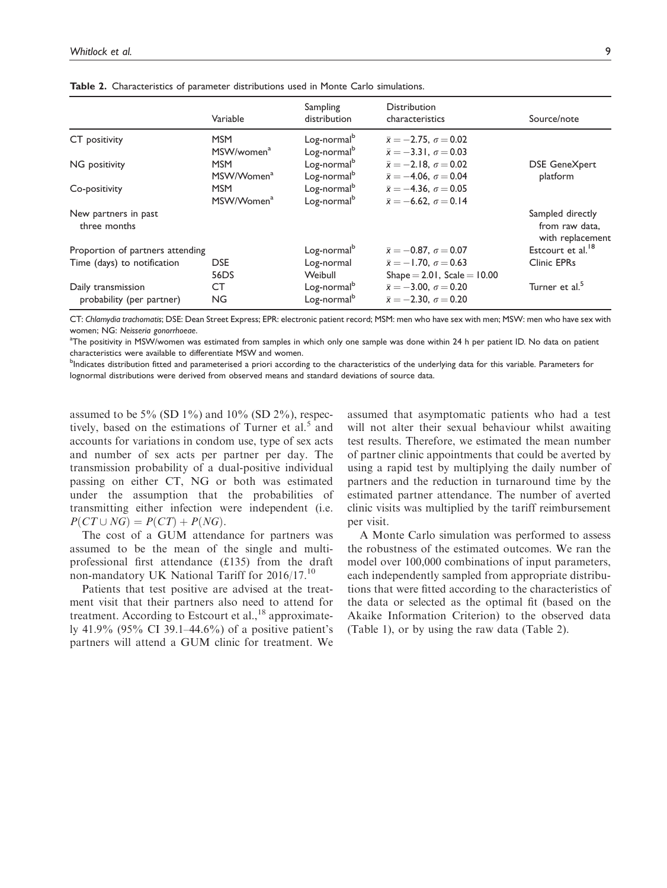**Table 2.** Characteristics of parameter distributions used in Monte Carlo simulations.

| | Variable | Sampling distribution | Distribution characteristics | Source/note |
|---|---|---|---|---|
| CT positivity | MSM | Log-normal[b] | $\bar{x} = -2.75$, $\sigma = 0.02$ | |
| | MSW/women[a] | Log-normal[b] | $\bar{x} = -3.31$, $\sigma = 0.03$ | |
| NG positivity | MSM | Log-normal[b] | $\bar{x} = -2.18$, $\sigma = 0.02$ | DSE GeneXpert platform |
| | MSW/Women[a] | Log-normal[b] | $\bar{x} = -4.06$, $\sigma = 0.04$ | |
| Co-positivity | MSM | Log-normal[b] | $\bar{x} = -4.36$, $\sigma = 0.05$ | |
| | MSW/Women[a] | Log-normal[b] | $\bar{x} = -6.62$, $\sigma = 0.14$ | |
| New partners in past three months | | | | Sampled directly from raw data, with replacement |
| Proportion of partners attending | | Log-normal[b] | $\bar{x} = -0.87$, $\sigma = 0.07$ | Estcourt et al.[18] |
| Time (days) to notification | DSE | Log-normal | $\bar{x} = -1.70$, $\sigma = 0.63$ | Clinic EPRs |
| | 56DS | Weibull | Shape = 2.01, Scale = 10.00 | |
| Daily transmission probability (per partner) | CT | Log-normal[b] | $\bar{x} = -3.00$, $\sigma = 0.20$ | Turner et al.[5] |
| | NG | Log-normal[b] | $\bar{x} = -2.30$, $\sigma = 0.20$ | |

CT: *Chlamydia trachomatis*; DSE: Dean Street Express; EPR: electronic patient record; MSM: men who have sex with men; MSW: men who have sex with women; NG: *Neisseria gonorrhoeae*.

[a]The positivity in MSW/women was estimated from samples in which only one sample was done within 24 h per patient ID. No data on patient characteristics were available to differentiate MSW and women.

[b]Indicates distribution fitted and parameterised a priori according to the characteristics of the underlying data for this variable. Parameters for lognormal distributions were derived from observed means and standard deviations of source data.

assumed to be 5% (SD 1%) and 10% (SD 2%), respectively, based on the estimations of Turner et al.[5] and accounts for variations in condom use, type of sex acts and number of sex acts per partner per day. The transmission probability of a dual-positive individual passing on either CT, NG or both was estimated under the assumption that the probabilities of transmitting either infection were independent (i.e. $P(CT \cup NG) = P(CT) + P(NG)$.

The cost of a GUM attendance for partners was assumed to be the mean of the single and multi-professional first attendance (£135) from the draft non-mandatory UK National Tariff for 2016/17.[10]

Patients that test positive are advised at the treatment visit that their partners also need to attend for treatment. According to Estcourt et al.,[18] approximately 41.9% (95% CI 39.1–44.6%) of a positive patient's partners will attend a GUM clinic for treatment. We assumed that asymptomatic patients who had a test will not alter their sexual behaviour whilst awaiting test results. Therefore, we estimated the mean number of partner clinic appointments that could be averted by using a rapid test by multiplying the daily number of partners and the reduction in turnaround time by the estimated partner attendance. The number of averted clinic visits was multiplied by the tariff reimbursement per visit.

A Monte Carlo simulation was performed to assess the robustness of the estimated outcomes. We ran the model over 100,000 combinations of input parameters, each independently sampled from appropriate distributions that were fitted according to the characteristics of the data or selected as the optimal fit (based on the Akaike Information Criterion) to the observed data (Table 1), or by using the raw data (Table 2).